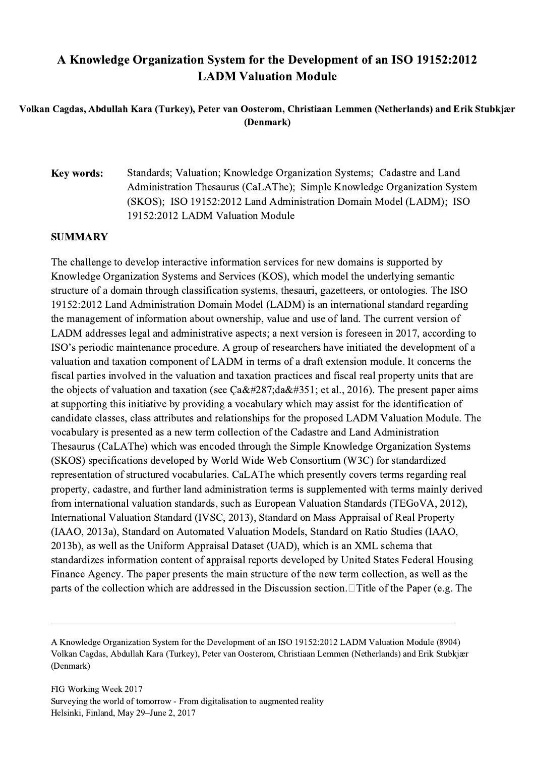# A Knowledge Organization System for the Development of an ISO 19152:2012 LADM Valuation Module

**Volkan Cagdas, Abdullah Kara (Turkey), Peter van Oosterom, Christiaan Lemmen (Netherlands) and Erik Stubkjær (Denmark)**

**Key words:** Standards; Valuation; Knowledge Organization Systems; Cadastre and Land Administration Thesaurus (CaLAThe); Simple Knowledge Organization System (SKOS); ISO 19152:2012 Land Administration Domain Model (LADM); ISO 19152:2012 LADM Valuation Module

## SUMMARY

The challenge to develop interactive information services for new domains is supported by Knowledge Organization Systems and Services (KOS), which model the underlying semantic structure of a domain through classification systems, thesauri, gazetteers, or ontologies. The ISO 19152:2012 Land Administration Domain Model (LADM) is an international standard regarding the management of information about ownership, value and use of land. The current version of LADM addresses legal and administrative aspects; a next version is foreseen in 2017, according to ISO's periodic maintenance procedure. A group of researchers have initiated the development of a valuation and taxation component of LADM in terms of a draft extension module. It concerns the fiscal parties involved in the valuation and taxation practices and fiscal real property units that are the objects of valuation and taxation (see Ça&#287;da&#351; et al., 2016). The present paper aims at supporting this initiative by providing a vocabulary which may assist for the identification of candidate classes, class attributes and relationships for the proposed LADM Valuation Module. The vocabulary is presented as a new term collection of the Cadastre and Land Administration Thesaurus (CaLAThe) which was encoded through the Simple Knowledge Organization Systems (SKOS) specifications developed by World Wide Web Consortium (W3C) for standardized representation of structured vocabularies. CaLAThe which presently covers terms regarding real property, cadastre, and further land administration terms is supplemented with terms mainly derived from international valuation standards, such as European Valuation Standards (TEGoVA, 2012), International Valuation Standard (IVSC, 2013), Standard on Mass Appraisal of Real Property (IAAO, 2013a), Standard on Automated Valuation Models, Standard on Ratio Studies (IAAO, 2013b), as well as the Uniform Appraisal Dataset (UAD), which is an XML schema that standardizes information content of appraisal reports developed by United States Federal Housing Finance Agency. The paper presents the main structure of the new term collection, as well as the parts of the collection which are addressed in the Discussion section. Title of the Paper (e.g. The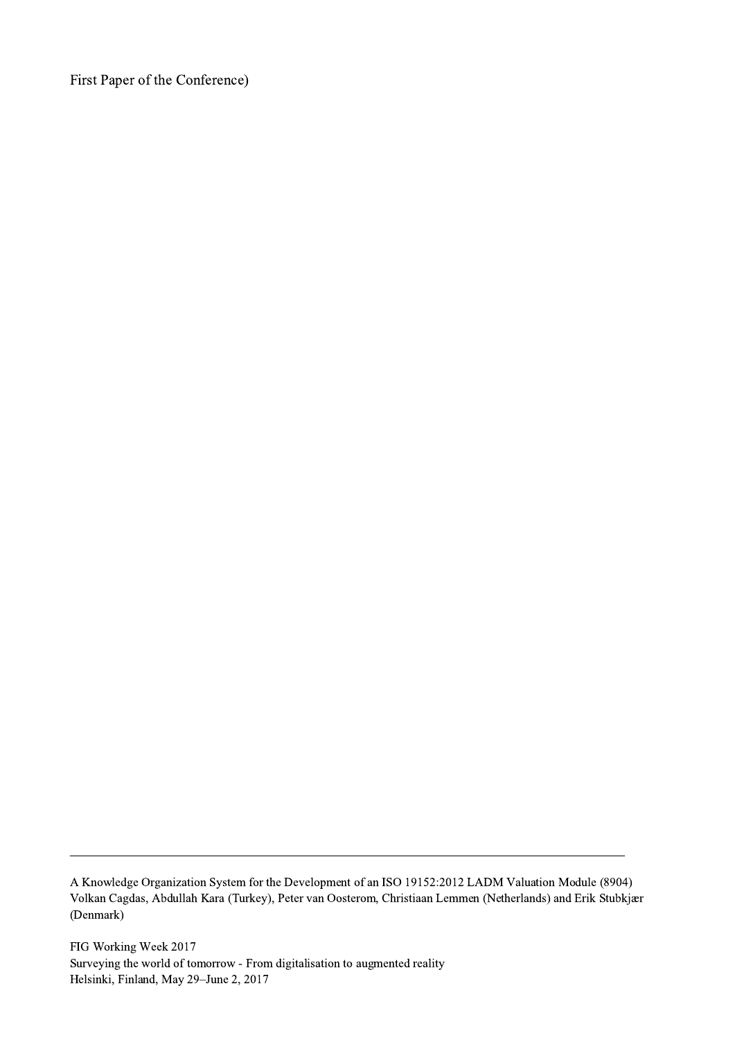First Paper of the Conference)